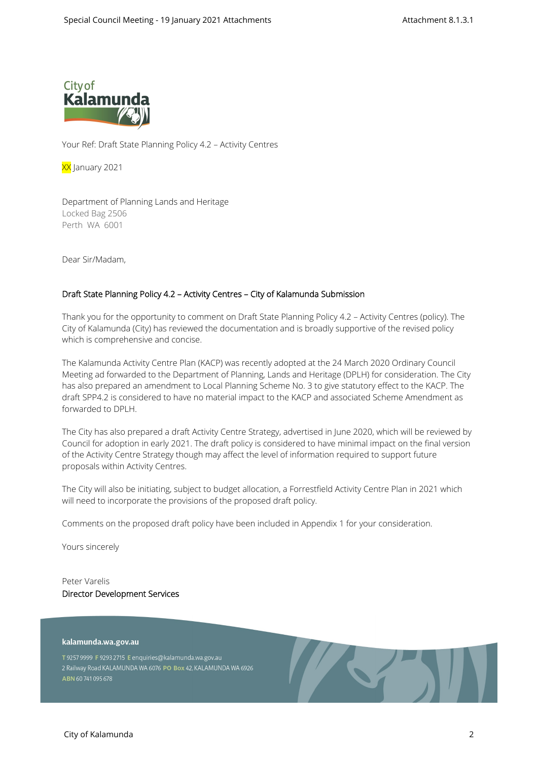Your Ref: Draft State Planning Policy 4.2 – Activity Centres

XX January 2021

Department of Planning Lands and Heritage
Locked Bag 2506
Perth WA 6001

Dear Sir/Madam,

Draft State Planning Policy 4.2 – Activity Centres – City of Kalamunda Submission

Thank you for the opportunity to comment on Draft State Planning Policy 4.2 – Activity Centres (policy). The City of Kalamunda (City) has reviewed the documentation and is broadly supportive of the revised policy which is comprehensive and concise.

The Kalamunda Activity Centre Plan (KACP) was recently adopted at the 24 March 2020 Ordinary Council Meeting ad forwarded to the Department of Planning, Lands and Heritage (DPLH) for consideration. The City has also prepared an amendment to Local Planning Scheme No. 3 to give statutory effect to the KACP. The draft SPP4.2 is considered to have no material impact to the KACP and associated Scheme Amendment as forwarded to DPLH.

The City has also prepared a draft Activity Centre Strategy, advertised in June 2020, which will be reviewed by Council for adoption in early 2021. The draft policy is considered to have minimal impact on the final version of the Activity Centre Strategy though may affect the level of information required to support future proposals within Activity Centres.

The City will also be initiating, subject to budget allocation, a Forrestfield Activity Centre Plan in 2021 which will need to incorporate the provisions of the proposed draft policy.

Comments on the proposed draft policy have been included in Appendix 1 for your consideration.

Yours sincerely

Peter Varelis
Director Development Services

**kalamunda.wa.gov.au**

T 9257 9999 F 9293 2715 E enquiries@kalamunda.wa.gov.au
2 Railway Road KALAMUNDA WA 6076 PO Box 42, KALAMUNDA WA 6926
ABN 60 741 095 678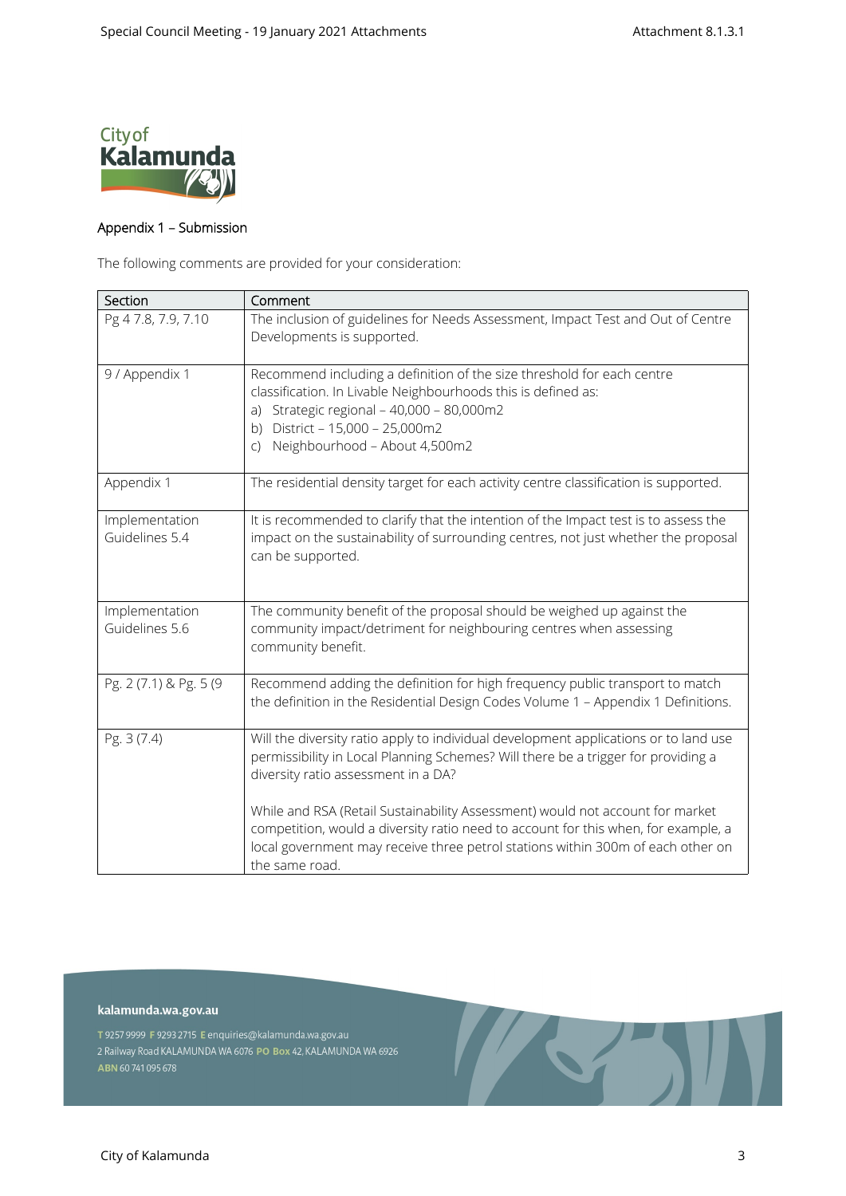Appendix 1 – Submission

The following comments are provided for your consideration:

| Section | Comment |
|---|---|
| Pg 4 7.8, 7.9, 7.10 | The inclusion of guidelines for Needs Assessment, Impact Test and Out of Centre Developments is supported. |
| 9 / Appendix 1 | Recommend including a definition of the size threshold for each centre classification. In Livable Neighbourhoods this is defined as:<br>a) Strategic regional – 40,000 – 80,000m2<br>b) District – 15,000 – 25,000m2<br>c) Neighbourhood – About 4,500m2 |
| Appendix 1 | The residential density target for each activity centre classification is supported. |
| Implementation Guidelines 5.4 | It is recommended to clarify that the intention of the Impact test is to assess the impact on the sustainability of surrounding centres, not just whether the proposal can be supported. |
| Implementation Guidelines 5.6 | The community benefit of the proposal should be weighed up against the community impact/detriment for neighbouring centres when assessing community benefit. |
| Pg. 2 (7.1) & Pg. 5 (9 | Recommend adding the definition for high frequency public transport to match the definition in the Residential Design Codes Volume 1 – Appendix 1 Definitions. |
| Pg. 3 (7.4) | Will the diversity ratio apply to individual development applications or to land use permissibility in Local Planning Schemes? Will there be a trigger for providing a diversity ratio assessment in a DA?<br><br>While and RSA (Retail Sustainability Assessment) would not account for market competition, would a diversity ratio need to account for this when, for example, a local government may receive three petrol stations within 300m of each other on the same road. |